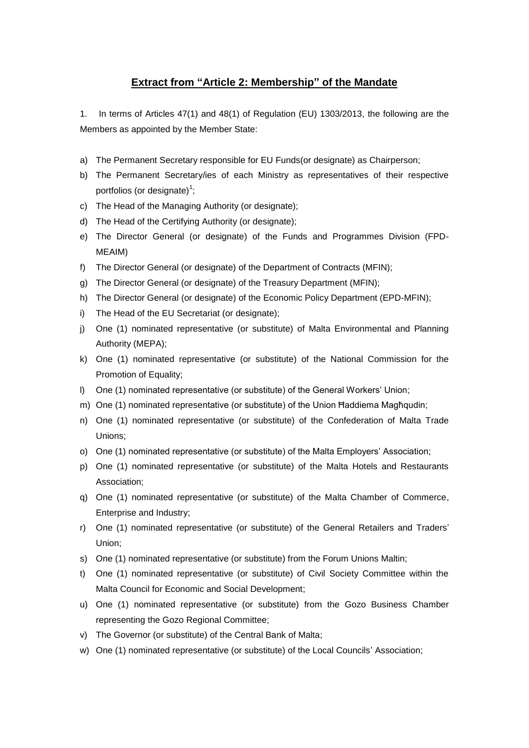## Extract from "Article 2: Membership" of the Mandate

1. In terms of Articles 47(1) and 48(1) of Regulation (EU) 1303/2013, the following are the Members as appointed by the Member State:

a) The Permanent Secretary responsible for EU Funds(or designate) as Chairperson;
b) The Permanent Secretary/ies of each Ministry as representatives of their respective portfolios (or designate)[1];
c) The Head of the Managing Authority (or designate);
d) The Head of the Certifying Authority (or designate);
e) The Director General (or designate) of the Funds and Programmes Division (FPD-MEAIM)
f) The Director General (or designate) of the Department of Contracts (MFIN);
g) The Director General (or designate) of the Treasury Department (MFIN);
h) The Director General (or designate) of the Economic Policy Department (EPD-MFIN);
i) The Head of the EU Secretariat (or designate);
j) One (1) nominated representative (or substitute) of Malta Environmental and Planning Authority (MEPA);
k) One (1) nominated representative (or substitute) of the National Commission for the Promotion of Equality;
l) One (1) nominated representative (or substitute) of the General Workers' Union;
m) One (1) nominated representative (or substitute) of the Union Ħaddiema Magħqudin;
n) One (1) nominated representative (or substitute) of the Confederation of Malta Trade Unions;
o) One (1) nominated representative (or substitute) of the Malta Employers' Association;
p) One (1) nominated representative (or substitute) of the Malta Hotels and Restaurants Association;
q) One (1) nominated representative (or substitute) of the Malta Chamber of Commerce, Enterprise and Industry;
r) One (1) nominated representative (or substitute) of the General Retailers and Traders' Union;
s) One (1) nominated representative (or substitute) from the Forum Unions Maltin;
t) One (1) nominated representative (or substitute) of Civil Society Committee within the Malta Council for Economic and Social Development;
u) One (1) nominated representative (or substitute) from the Gozo Business Chamber representing the Gozo Regional Committee;
v) The Governor (or substitute) of the Central Bank of Malta;
w) One (1) nominated representative (or substitute) of the Local Councils' Association;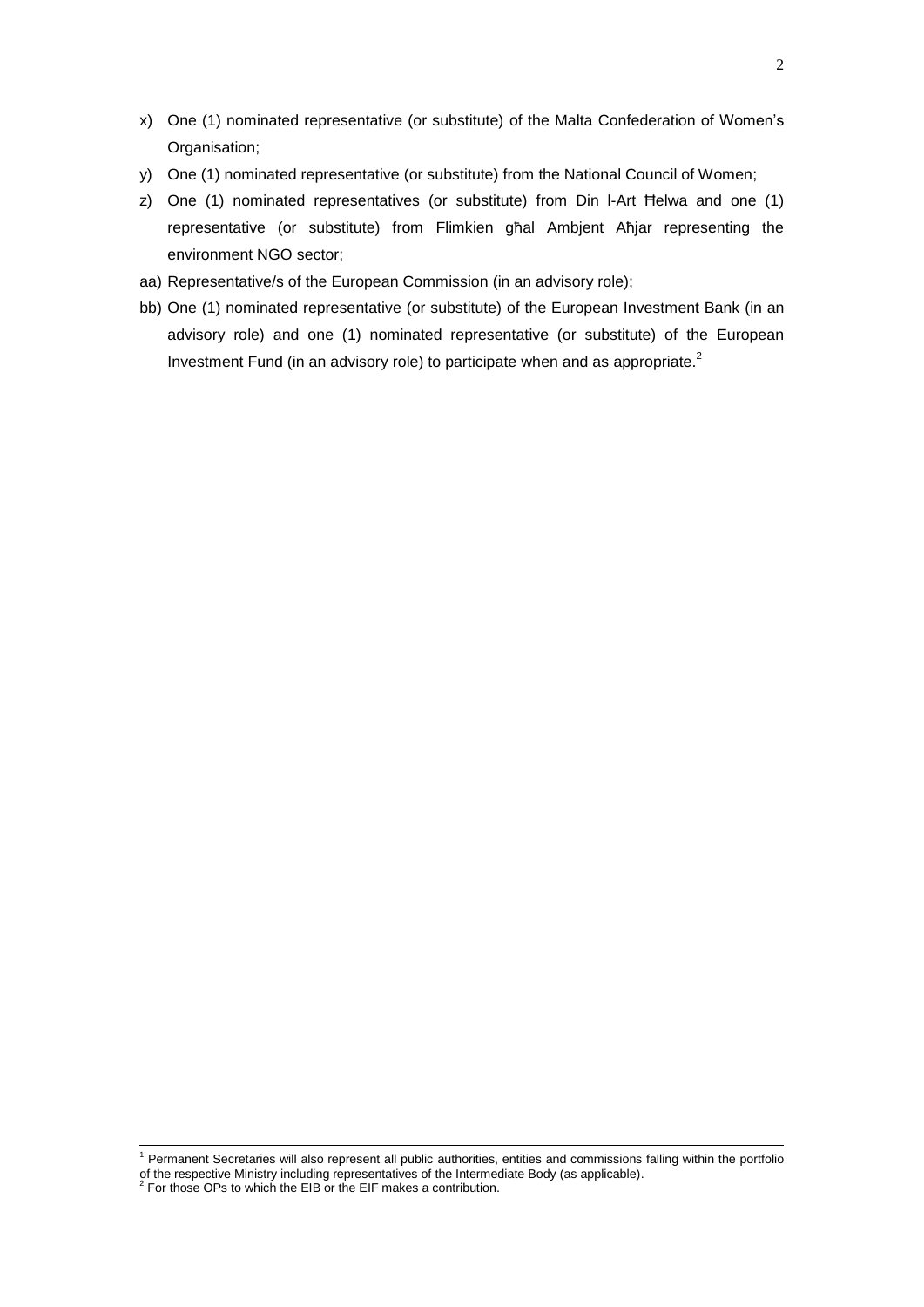x) One (1) nominated representative (or substitute) of the Malta Confederation of Women's Organisation;

y) One (1) nominated representative (or substitute) from the National Council of Women;

z) One (1) nominated representatives (or substitute) from Din l-Art Ħelwa and one (1) representative (or substitute) from Flimkien għal Ambjent Aħjar representing the environment NGO sector;

aa) Representative/s of the European Commission (in an advisory role);

bb) One (1) nominated representative (or substitute) of the European Investment Bank (in an advisory role) and one (1) nominated representative (or substitute) of the European Investment Fund (in an advisory role) to participate when and as appropriate.[2]

---

[1] Permanent Secretaries will also represent all public authorities, entities and commissions falling within the portfolio of the respective Ministry including representatives of the Intermediate Body (as applicable).

[2] For those OPs to which the EIB or the EIF makes a contribution.